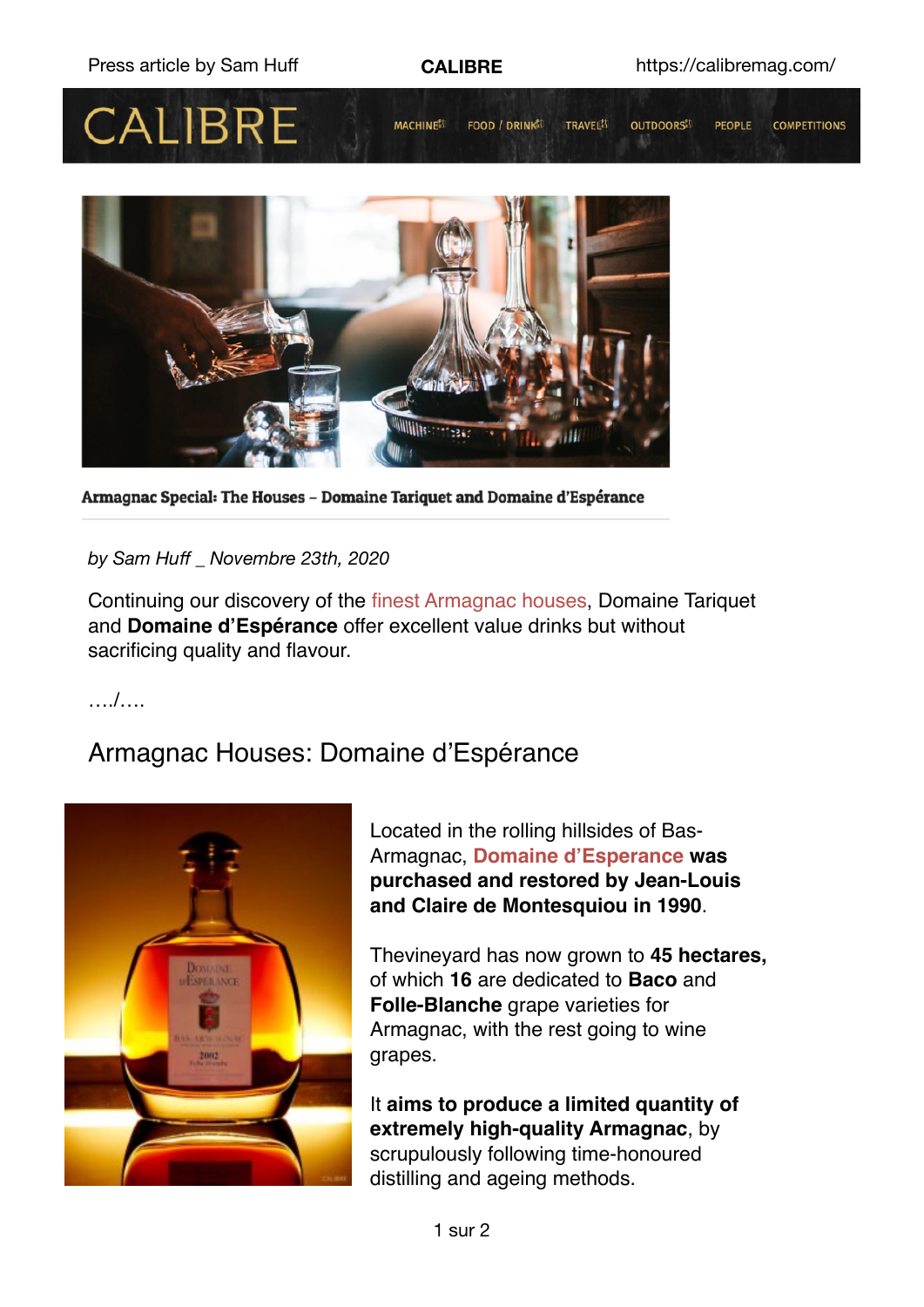Press article by Sam Huff

**CALIBRE**

https://calibremag.com/

CALIBRE

MACHINE · FOOD / DRINK · TRAVEL · OUTDOORS · PEOPLE · COMPETITIONS

**Armagnac Special: The Houses – Domaine Tariquet and Domaine d'Espérance**

*by Sam Huff _ Novembre 23th, 2020*

Continuing our discovery of the finest Armagnac houses, Domaine Tariquet and **Domaine d'Espérance** offer excellent value drinks but without sacrificing quality and flavour.

…./….

## Armagnac Houses: Domaine d'Espérance

Located in the rolling hillsides of Bas-Armagnac, **Domaine d'Esperance was purchased and restored by Jean-Louis and Claire de Montesquiou in 1990**.

Thevineyard has now grown to **45 hectares,** of which **16** are dedicated to **Baco** and **Folle-Blanche** grape varieties for Armagnac, with the rest going to wine grapes.

It **aims to produce a limited quantity of extremely high-quality Armagnac**, by scrupulously following time-honoured distilling and ageing methods.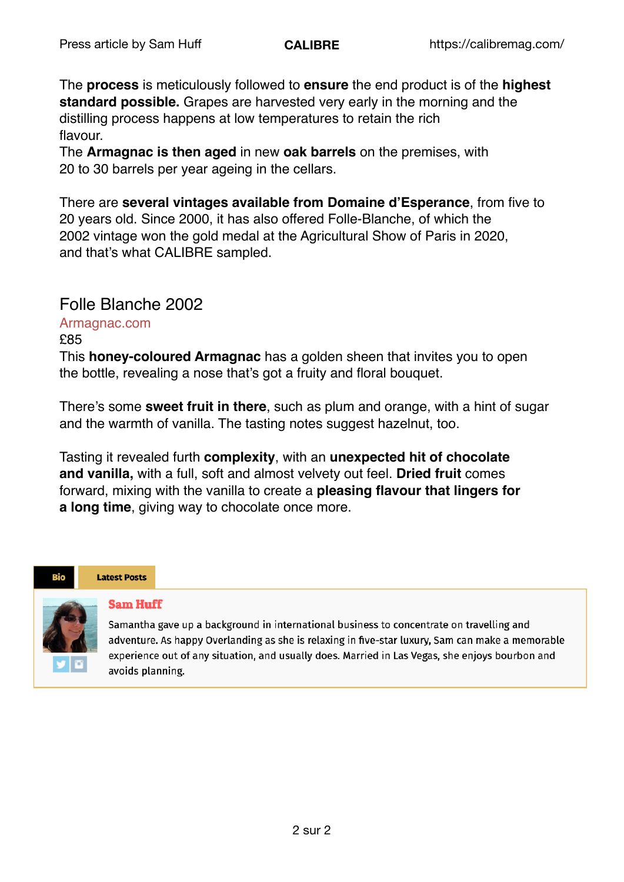The **process** is meticulously followed to **ensure** the end product is of the **highest standard possible.** Grapes are harvested very early in the morning and the distilling process happens at low temperatures to retain the rich flavour.
The **Armagnac is then aged** in new **oak barrels** on the premises, with 20 to 30 barrels per year ageing in the cellars.

There are **several vintages available from Domaine d'Esperance**, from five to 20 years old. Since 2000, it has also offered Folle-Blanche, of which the 2002 vintage won the gold medal at the Agricultural Show of Paris in 2020, and that's what CALIBRE sampled.

## Folle Blanche 2002

Armagnac.com
£85
This **honey-coloured Armagnac** has a golden sheen that invites you to open the bottle, revealing a nose that's got a fruity and floral bouquet.

There's some **sweet fruit in there**, such as plum and orange, with a hint of sugar and the warmth of vanilla. The tasting notes suggest hazelnut, too.

Tasting it revealed furth **complexity**, with an **unexpected hit of chocolate and vanilla,** with a full, soft and almost velvety out feel. **Dried fruit** comes forward, mixing with the vanilla to create a **pleasing flavour that lingers for a long time**, giving way to chocolate once more.

**Bio** | **Latest Posts**

**Sam Huff**

Samantha gave up a background in international business to concentrate on travelling and adventure. As happy Overlanding as she is relaxing in five-star luxury, Sam can make a memorable experience out of any situation, and usually does. Married in Las Vegas, she enjoys bourbon and avoids planning.